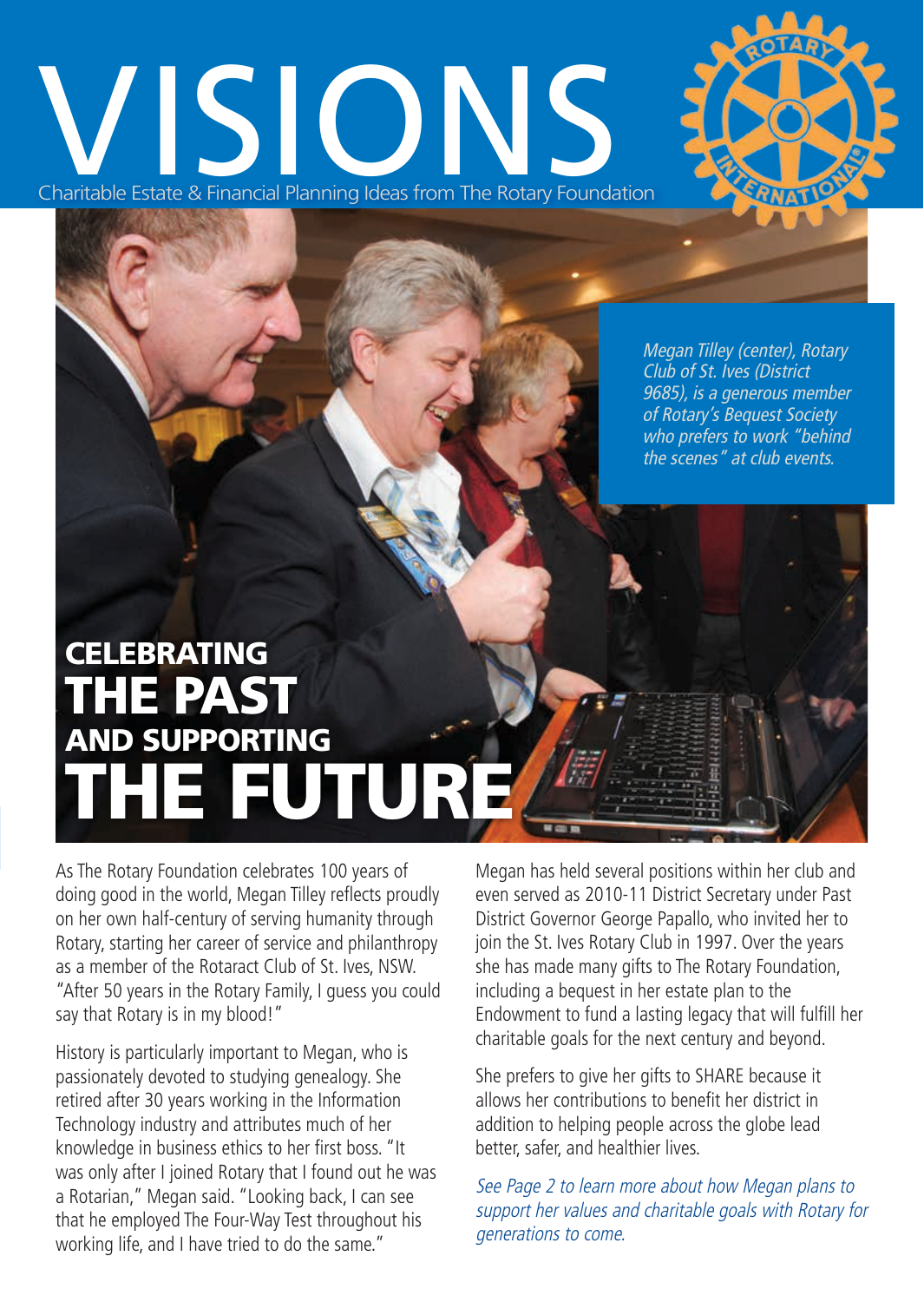# VISIONS

Charitable Estate & Financial Planning Ideas from The Rotary Foundation

*Megan Tilley (center), Rotary Club of St. Ives (District 9685), is a generous member of Rotary's Bequest Society who prefers to work "behind the scenes" at club events.*

## CELEBRATING THE PAST AND SUPPORTING THE FUTURE

As The Rotary Foundation celebrates 100 years of doing good in the world, Megan Tilley reflects proudly on her own half-century of serving humanity through Rotary, starting her career of service and philanthropy as a member of the Rotaract Club of St. Ives, NSW. "After 50 years in the Rotary Family, I guess you could say that Rotary is in my blood!"

History is particularly important to Megan, who is passionately devoted to studying genealogy. She retired after 30 years working in the Information Technology industry and attributes much of her knowledge in business ethics to her first boss. "It was only after I joined Rotary that I found out he was a Rotarian," Megan said. "Looking back, I can see that he employed The Four-Way Test throughout his working life, and I have tried to do the same."

Megan has held several positions within her club and even served as 2010-11 District Secretary under Past District Governor George Papallo, who invited her to join the St. Ives Rotary Club in 1997. Over the years she has made many gifts to The Rotary Foundation, including a bequest in her estate plan to the Endowment to fund a lasting legacy that will fulfill her charitable goals for the next century and beyond.

She prefers to give her gifts to SHARE because it allows her contributions to benefit her district in addition to helping people across the globe lead better, safer, and healthier lives.

*See Page 2 to learn more about how Megan plans to support her values and charitable goals with Rotary for generations to come.*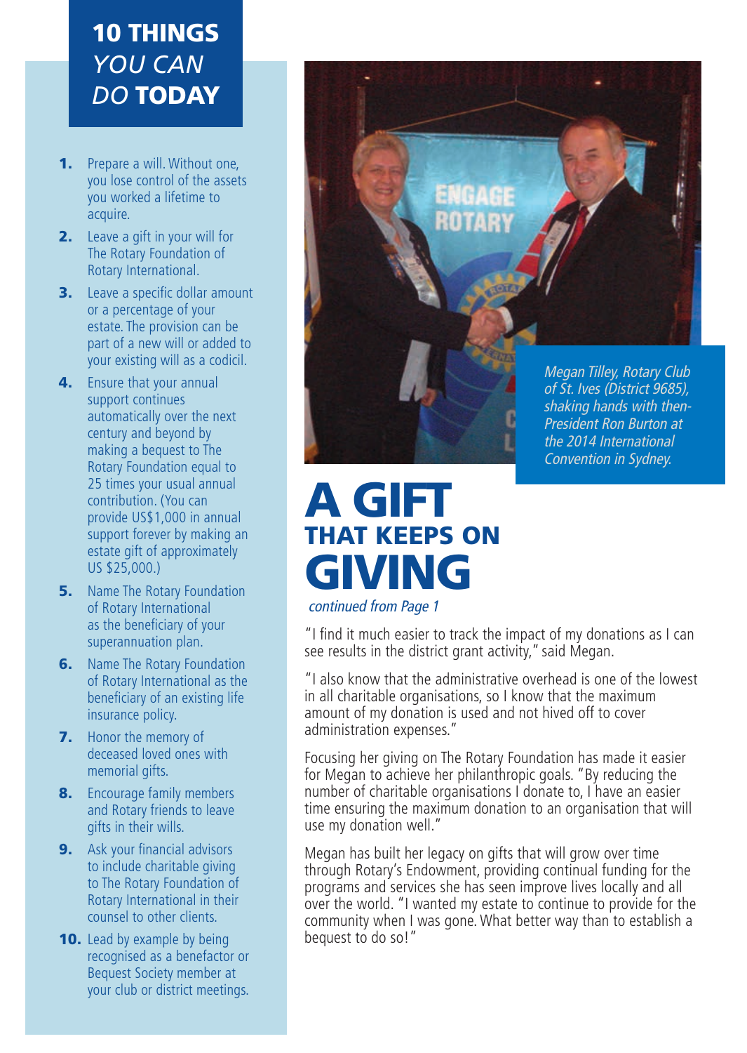## 10 THINGS *YOU CAN DO* TODAY

1. Prepare a will. Without one, you lose control of the assets you worked a lifetime to acquire.
2. Leave a gift in your will for The Rotary Foundation of Rotary International.
3. Leave a specific dollar amount or a percentage of your estate. The provision can be part of a new will or added to your existing will as a codicil.
4. Ensure that your annual support continues automatically over the next century and beyond by making a bequest to The Rotary Foundation equal to 25 times your usual annual contribution. (You can provide US$1,000 in annual support forever by making an estate gift of approximately US $25,000.)
5. Name The Rotary Foundation of Rotary International as the beneficiary of your superannuation plan.
6. Name The Rotary Foundation of Rotary International as the beneficiary of an existing life insurance policy.
7. Honor the memory of deceased loved ones with memorial gifts.
8. Encourage family members and Rotary friends to leave gifts in their wills.
9. Ask your financial advisors to include charitable giving to The Rotary Foundation of Rotary International in their counsel to other clients.
10. Lead by example by being recognised as a benefactor or Bequest Society member at your club or district meetings.

*Megan Tilley, Rotary Club of St. Ives (District 9685), shaking hands with then-President Ron Burton at the 2014 International Convention in Sydney.*

# A GIFT THAT KEEPS ON GIVING

*continued from Page 1*

"I find it much easier to track the impact of my donations as I can see results in the district grant activity," said Megan.

"I also know that the administrative overhead is one of the lowest in all charitable organisations, so I know that the maximum amount of my donation is used and not hived off to cover administration expenses."

Focusing her giving on The Rotary Foundation has made it easier for Megan to achieve her philanthropic goals. "By reducing the number of charitable organisations I donate to, I have an easier time ensuring the maximum donation to an organisation that will use my donation well."

Megan has built her legacy on gifts that will grow over time through Rotary's Endowment, providing continual funding for the programs and services she has seen improve lives locally and all over the world. "I wanted my estate to continue to provide for the community when I was gone. What better way than to establish a bequest to do so!"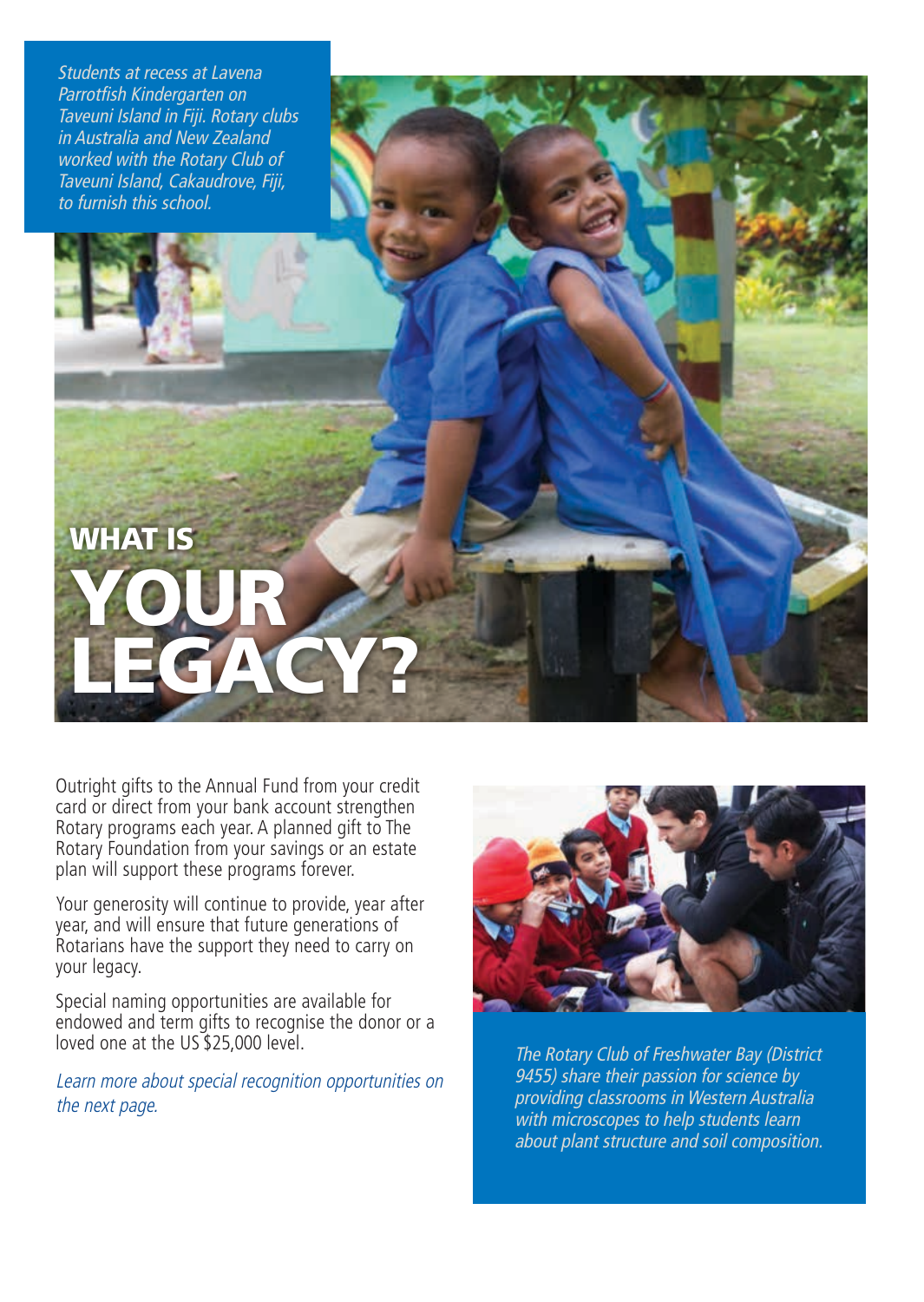*Students at recess at Lavena Parrotfish Kindergarten on Taveuni Island in Fiji. Rotary clubs in Australia and New Zealand worked with the Rotary Club of Taveuni Island, Cakaudrove, Fiji, to furnish this school.*

# WHAT IS YOUR LEGACY?

Outright gifts to the Annual Fund from your credit card or direct from your bank account strengthen Rotary programs each year. A planned gift to The Rotary Foundation from your savings or an estate plan will support these programs forever.

Your generosity will continue to provide, year after year, and will ensure that future generations of Rotarians have the support they need to carry on your legacy.

Special naming opportunities are available for endowed and term gifts to recognise the donor or a loved one at the US $25,000 level.

*Learn more about special recognition opportunities on the next page.*

*The Rotary Club of Freshwater Bay (District 9455) share their passion for science by providing classrooms in Western Australia with microscopes to help students learn about plant structure and soil composition.*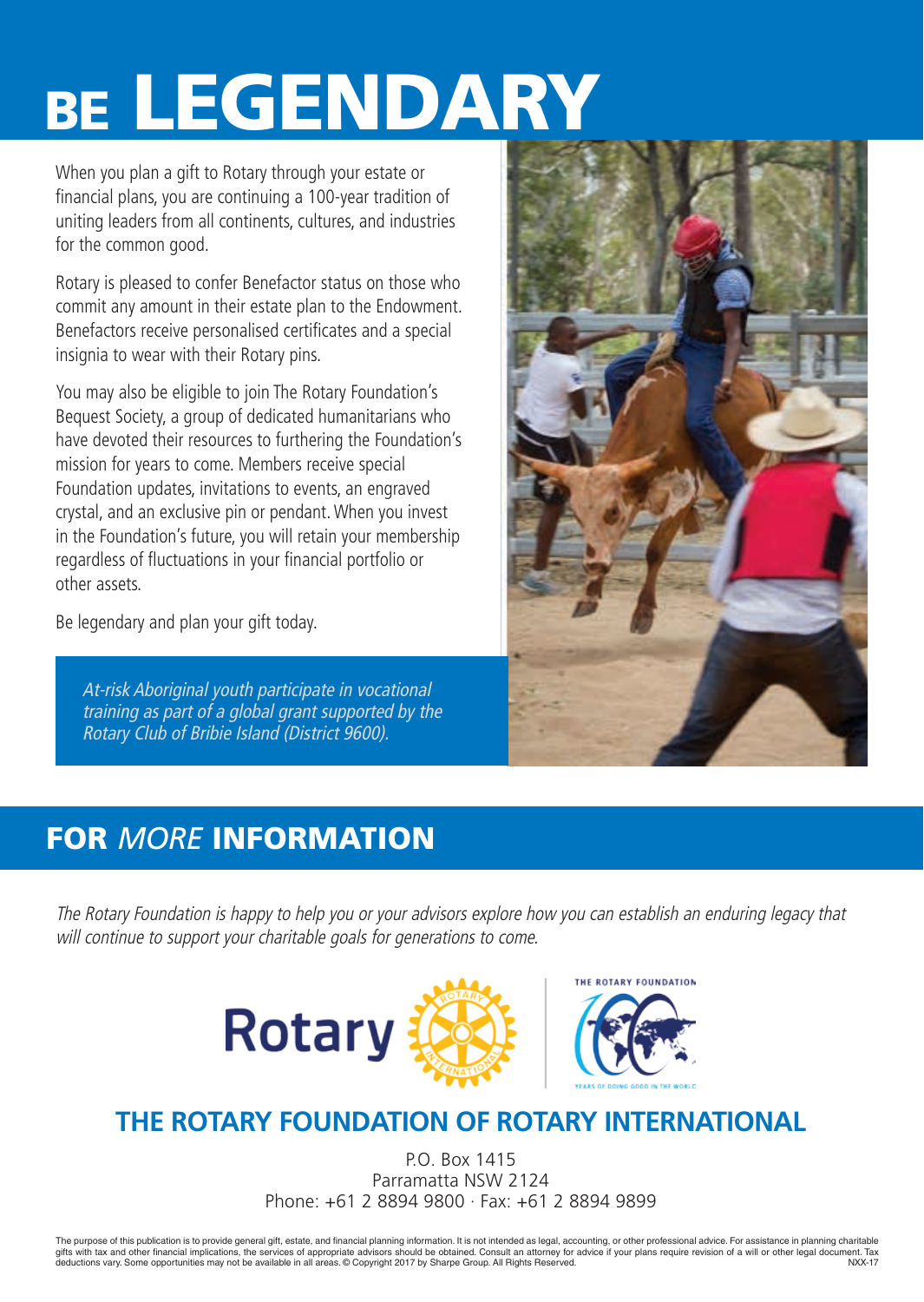# BE LEGENDARY

When you plan a gift to Rotary through your estate or financial plans, you are continuing a 100-year tradition of uniting leaders from all continents, cultures, and industries for the common good.

Rotary is pleased to confer Benefactor status on those who commit any amount in their estate plan to the Endowment. Benefactors receive personalised certificates and a special insignia to wear with their Rotary pins.

You may also be eligible to join The Rotary Foundation's Bequest Society, a group of dedicated humanitarians who have devoted their resources to furthering the Foundation's mission for years to come. Members receive special Foundation updates, invitations to events, an engraved crystal, and an exclusive pin or pendant. When you invest in the Foundation's future, you will retain your membership regardless of fluctuations in your financial portfolio or other assets.

Be legendary and plan your gift today.

*At-risk Aboriginal youth participate in vocational training as part of a global grant supported by the Rotary Club of Bribie Island (District 9600).*

## FOR *MORE* INFORMATION

*The Rotary Foundation is happy to help you or your advisors explore how you can establish an enduring legacy that will continue to support your charitable goals for generations to come.*

## THE ROTARY FOUNDATION OF ROTARY INTERNATIONAL

P.O. Box 1415
Parramatta NSW 2124
Phone: +61 2 8894 9800 · Fax: +61 2 8894 9899

The purpose of this publication is to provide general gift, estate, and financial planning information. It is not intended as legal, accounting, or other professional advice. For assistance in planning charitable gifts with tax and other financial implications, the services of appropriate advisors should be obtained. Consult an attorney for advice if your plans require revision of a will or other legal document. Tax deductions vary. Some opportunities may not be available in all areas. © Copyright 2017 by Sharpe Group. All Rights Reserved. NXX-17